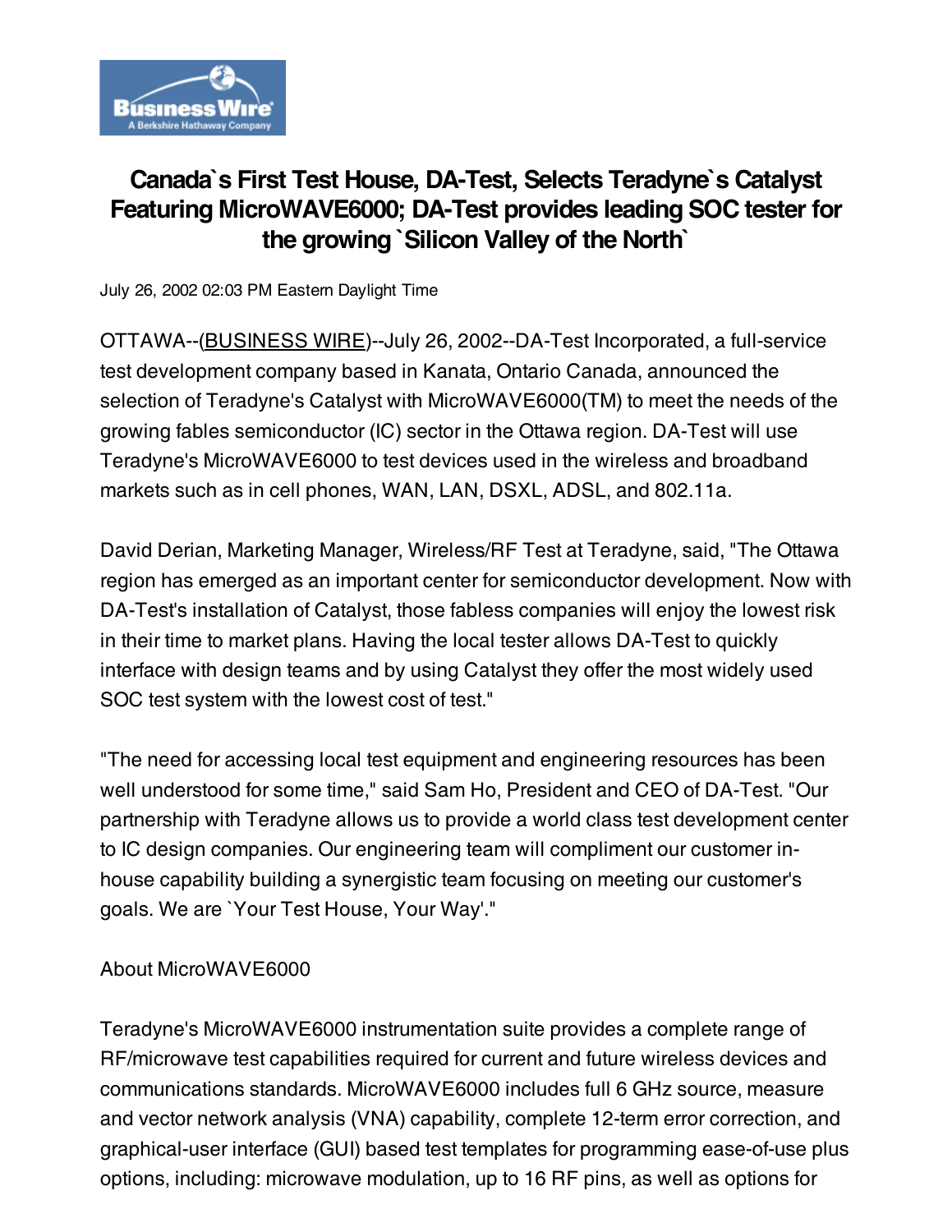# Canada`s First Test House, DA-Test, Selects Teradyne`s Catalyst Featuring MicroWAVE6000; DA-Test provides leading SOC tester for the growing `Silicon Valley of the North`

July 26, 2002 02:03 PM Eastern Daylight Time

OTTAWA--(BUSINESS WIRE)--July 26, 2002--DA-Test Incorporated, a full-service test development company based in Kanata, Ontario Canada, announced the selection of Teradyne's Catalyst with MicroWAVE6000(TM) to meet the needs of the growing fables semiconductor (IC) sector in the Ottawa region. DA-Test will use Teradyne's MicroWAVE6000 to test devices used in the wireless and broadband markets such as in cell phones, WAN, LAN, DSXL, ADSL, and 802.11a.

David Derian, Marketing Manager, Wireless/RF Test at Teradyne, said, "The Ottawa region has emerged as an important center for semiconductor development. Now with DA-Test's installation of Catalyst, those fabless companies will enjoy the lowest risk in their time to market plans. Having the local tester allows DA-Test to quickly interface with design teams and by using Catalyst they offer the most widely used SOC test system with the lowest cost of test."

"The need for accessing local test equipment and engineering resources has been well understood for some time," said Sam Ho, President and CEO of DA-Test. "Our partnership with Teradyne allows us to provide a world class test development center to IC design companies. Our engineering team will compliment our customer in-house capability building a synergistic team focusing on meeting our customer's goals. We are `Your Test House, Your Way'."

About MicroWAVE6000

Teradyne's MicroWAVE6000 instrumentation suite provides a complete range of RF/microwave test capabilities required for current and future wireless devices and communications standards. MicroWAVE6000 includes full 6 GHz source, measure and vector network analysis (VNA) capability, complete 12-term error correction, and graphical-user interface (GUI) based test templates for programming ease-of-use plus options, including: microwave modulation, up to 16 RF pins, as well as options for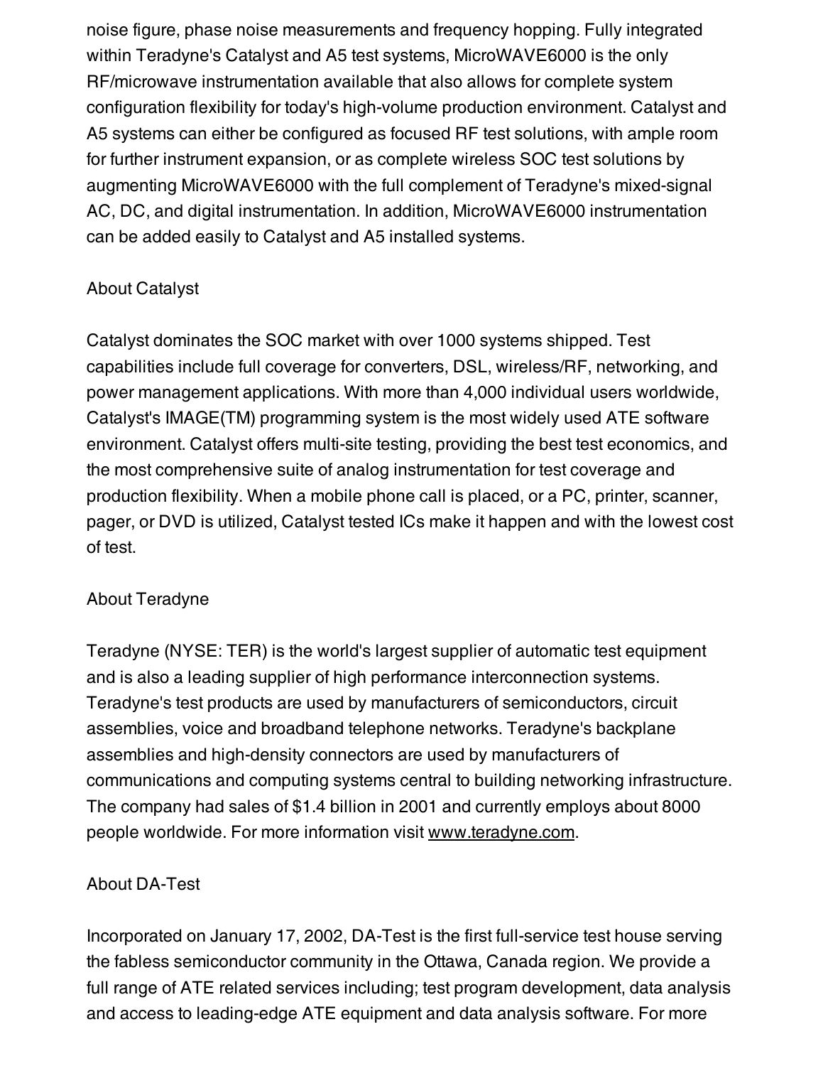noise figure, phase noise measurements and frequency hopping. Fully integrated within Teradyne's Catalyst and A5 test systems, MicroWAVE6000 is the only RF/microwave instrumentation available that also allows for complete system configuration flexibility for today's high-volume production environment. Catalyst and A5 systems can either be configured as focused RF test solutions, with ample room for further instrument expansion, or as complete wireless SOC test solutions by augmenting MicroWAVE6000 with the full complement of Teradyne's mixed-signal AC, DC, and digital instrumentation. In addition, MicroWAVE6000 instrumentation can be added easily to Catalyst and A5 installed systems.

## About Catalyst

Catalyst dominates the SOC market with over 1000 systems shipped. Test capabilities include full coverage for converters, DSL, wireless/RF, networking, and power management applications. With more than 4,000 individual users worldwide, Catalyst's IMAGE(TM) programming system is the most widely used ATE software environment. Catalyst offers multi-site testing, providing the best test economics, and the most comprehensive suite of analog instrumentation for test coverage and production flexibility. When a mobile phone call is placed, or a PC, printer, scanner, pager, or DVD is utilized, Catalyst tested ICs make it happen and with the lowest cost of test.

## About Teradyne

Teradyne (NYSE: TER) is the world's largest supplier of automatic test equipment and is also a leading supplier of high performance interconnection systems. Teradyne's test products are used by manufacturers of semiconductors, circuit assemblies, voice and broadband telephone networks. Teradyne's backplane assemblies and high-density connectors are used by manufacturers of communications and computing systems central to building networking infrastructure. The company had sales of $1.4 billion in 2001 and currently employs about 8000 people worldwide. For more information visit www.teradyne.com.

## About DA-Test

Incorporated on January 17, 2002, DA-Test is the first full-service test house serving the fabless semiconductor community in the Ottawa, Canada region. We provide a full range of ATE related services including; test program development, data analysis and access to leading-edge ATE equipment and data analysis software. For more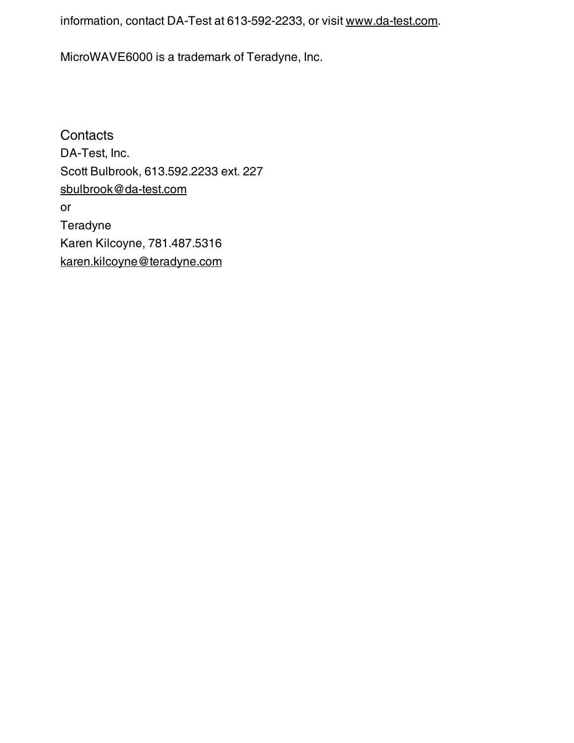information, contact DA-Test at 613-592-2233, or visit www.da-test.com.

MicroWAVE6000 is a trademark of Teradyne, Inc.

## Contacts

DA-Test, Inc.
Scott Bulbrook, 613.592.2233 ext. 227
sbulbrook@da-test.com
or
Teradyne
Karen Kilcoyne, 781.487.5316
karen.kilcoyne@teradyne.com